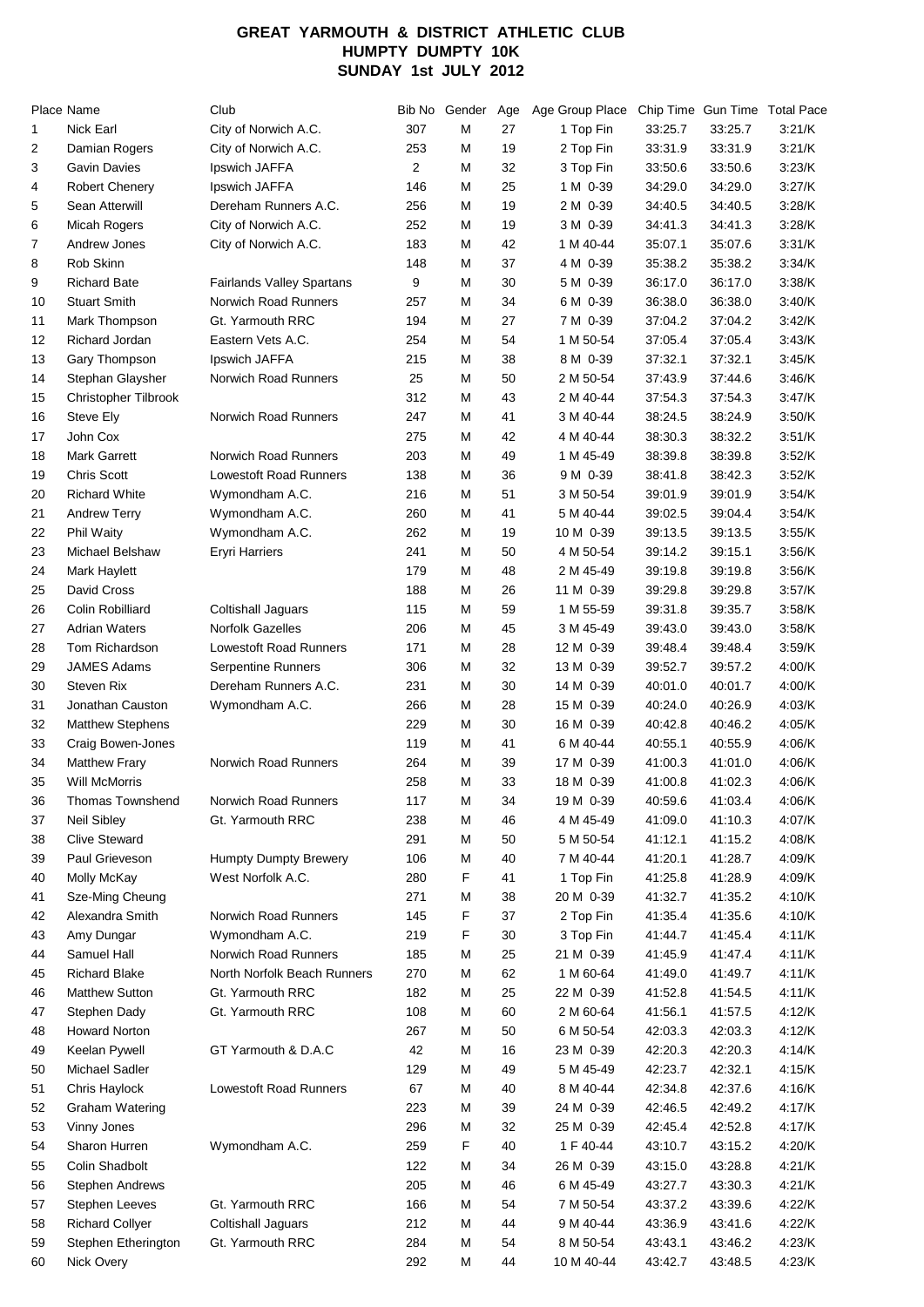# GREAT YARMOUTH & DISTRICT ATHLETIC CLUB
## HUMPTY DUMPTY 10K
## SUNDAY 1st JULY 2012

| Place | Name | Club | Bib No | Gender | Age | Age Group Place | Chip Time | Gun Time | Total Pace |
|---|---|---|---|---|---|---|---|---|---|
| 1 | Nick Earl | City of Norwich A.C. | 307 | M | 27 | 1 Top Fin | 33:25.7 | 33:25.7 | 3:21/K |
| 2 | Damian Rogers | City of Norwich A.C. | 253 | M | 19 | 2 Top Fin | 33:31.9 | 33:31.9 | 3:21/K |
| 3 | Gavin Davies | Ipswich JAFFA | 2 | M | 32 | 3 Top Fin | 33:50.6 | 33:50.6 | 3:23/K |
| 4 | Robert Chenery | Ipswich JAFFA | 146 | M | 25 | 1 M 0-39 | 34:29.0 | 34:29.0 | 3:27/K |
| 5 | Sean Atterwill | Dereham Runners A.C. | 256 | M | 19 | 2 M 0-39 | 34:40.5 | 34:40.5 | 3:28/K |
| 6 | Micah Rogers | City of Norwich A.C. | 252 | M | 19 | 3 M 0-39 | 34:41.3 | 34:41.3 | 3:28/K |
| 7 | Andrew Jones | City of Norwich A.C. | 183 | M | 42 | 1 M 40-44 | 35:07.1 | 35:07.6 | 3:31/K |
| 8 | Rob Skinn | | 148 | M | 37 | 4 M 0-39 | 35:38.2 | 35:38.2 | 3:34/K |
| 9 | Richard Bate | Fairlands Valley Spartans | 9 | M | 30 | 5 M 0-39 | 36:17.0 | 36:17.0 | 3:38/K |
| 10 | Stuart Smith | Norwich Road Runners | 257 | M | 34 | 6 M 0-39 | 36:38.0 | 36:38.0 | 3:40/K |
| 11 | Mark Thompson | Gt. Yarmouth RRC | 194 | M | 27 | 7 M 0-39 | 37:04.2 | 37:04.2 | 3:42/K |
| 12 | Richard Jordan | Eastern Vets A.C. | 254 | M | 54 | 1 M 50-54 | 37:05.4 | 37:05.4 | 3:43/K |
| 13 | Gary Thompson | Ipswich JAFFA | 215 | M | 38 | 8 M 0-39 | 37:32.1 | 37:32.1 | 3:45/K |
| 14 | Stephan Glaysher | Norwich Road Runners | 25 | M | 50 | 2 M 50-54 | 37:43.9 | 37:44.6 | 3:46/K |
| 15 | Christopher Tilbrook | | 312 | M | 43 | 2 M 40-44 | 37:54.3 | 37:54.3 | 3:47/K |
| 16 | Steve Ely | Norwich Road Runners | 247 | M | 41 | 3 M 40-44 | 38:24.5 | 38:24.9 | 3:50/K |
| 17 | John Cox | | 275 | M | 42 | 4 M 40-44 | 38:30.3 | 38:32.2 | 3:51/K |
| 18 | Mark Garrett | Norwich Road Runners | 203 | M | 49 | 1 M 45-49 | 38:39.8 | 38:39.8 | 3:52/K |
| 19 | Chris Scott | Lowestoft Road Runners | 138 | M | 36 | 9 M 0-39 | 38:41.8 | 38:42.3 | 3:52/K |
| 20 | Richard White | Wymondham A.C. | 216 | M | 51 | 3 M 50-54 | 39:01.9 | 39:01.9 | 3:54/K |
| 21 | Andrew Terry | Wymondham A.C. | 260 | M | 41 | 5 M 40-44 | 39:02.5 | 39:04.4 | 3:54/K |
| 22 | Phil Waity | Wymondham A.C. | 262 | M | 19 | 10 M 0-39 | 39:13.5 | 39:13.5 | 3:55/K |
| 23 | Michael Belshaw | Eryri Harriers | 241 | M | 50 | 4 M 50-54 | 39:14.2 | 39:15.1 | 3:56/K |
| 24 | Mark Haylett | | 179 | M | 48 | 2 M 45-49 | 39:19.8 | 39:19.8 | 3:56/K |
| 25 | David Cross | | 188 | M | 26 | 11 M 0-39 | 39:29.8 | 39:29.8 | 3:57/K |
| 26 | Colin Robilliard | Coltishall Jaguars | 115 | M | 59 | 1 M 55-59 | 39:31.8 | 39:35.7 | 3:58/K |
| 27 | Adrian Waters | Norfolk Gazelles | 206 | M | 45 | 3 M 45-49 | 39:43.0 | 39:43.0 | 3:58/K |
| 28 | Tom Richardson | Lowestoft Road Runners | 171 | M | 28 | 12 M 0-39 | 39:48.4 | 39:48.4 | 3:59/K |
| 29 | JAMES Adams | Serpentine Runners | 306 | M | 32 | 13 M 0-39 | 39:52.7 | 39:57.2 | 4:00/K |
| 30 | Steven Rix | Dereham Runners A.C. | 231 | M | 30 | 14 M 0-39 | 40:01.0 | 40:01.7 | 4:00/K |
| 31 | Jonathan Causton | Wymondham A.C. | 266 | M | 28 | 15 M 0-39 | 40:24.0 | 40:26.9 | 4:03/K |
| 32 | Matthew Stephens | | 229 | M | 30 | 16 M 0-39 | 40:42.8 | 40:46.2 | 4:05/K |
| 33 | Craig Bowen-Jones | | 119 | M | 41 | 6 M 40-44 | 40:55.1 | 40:55.9 | 4:06/K |
| 34 | Matthew Frary | Norwich Road Runners | 264 | M | 39 | 17 M 0-39 | 41:00.3 | 41:01.0 | 4:06/K |
| 35 | Will McMorris | | 258 | M | 33 | 18 M 0-39 | 41:00.8 | 41:02.3 | 4:06/K |
| 36 | Thomas Townshend | Norwich Road Runners | 117 | M | 34 | 19 M 0-39 | 40:59.6 | 41:03.4 | 4:06/K |
| 37 | Neil Sibley | Gt. Yarmouth RRC | 238 | M | 46 | 4 M 45-49 | 41:09.0 | 41:10.3 | 4:07/K |
| 38 | Clive Steward | | 291 | M | 50 | 5 M 50-54 | 41:12.1 | 41:15.2 | 4:08/K |
| 39 | Paul Grieveson | Humpty Dumpty Brewery | 106 | M | 40 | 7 M 40-44 | 41:20.1 | 41:28.7 | 4:09/K |
| 40 | Molly McKay | West Norfolk A.C. | 280 | F | 41 | 1 Top Fin | 41:25.8 | 41:28.9 | 4:09/K |
| 41 | Sze-Ming Cheung | | 271 | M | 38 | 20 M 0-39 | 41:32.7 | 41:35.2 | 4:10/K |
| 42 | Alexandra Smith | Norwich Road Runners | 145 | F | 37 | 2 Top Fin | 41:35.4 | 41:35.6 | 4:10/K |
| 43 | Amy Dungar | Wymondham A.C. | 219 | F | 30 | 3 Top Fin | 41:44.7 | 41:45.4 | 4:11/K |
| 44 | Samuel Hall | Norwich Road Runners | 185 | M | 25 | 21 M 0-39 | 41:45.9 | 41:47.4 | 4:11/K |
| 45 | Richard Blake | North Norfolk Beach Runners | 270 | M | 62 | 1 M 60-64 | 41:49.0 | 41:49.7 | 4:11/K |
| 46 | Matthew Sutton | Gt. Yarmouth RRC | 182 | M | 25 | 22 M 0-39 | 41:52.8 | 41:54.5 | 4:11/K |
| 47 | Stephen Dady | Gt. Yarmouth RRC | 108 | M | 60 | 2 M 60-64 | 41:56.1 | 41:57.5 | 4:12/K |
| 48 | Howard Norton | | 267 | M | 50 | 6 M 50-54 | 42:03.3 | 42:03.3 | 4:12/K |
| 49 | Keelan Pywell | GT Yarmouth & D.A.C | 42 | M | 16 | 23 M 0-39 | 42:20.3 | 42:20.3 | 4:14/K |
| 50 | Michael Sadler | | 129 | M | 49 | 5 M 45-49 | 42:23.7 | 42:32.1 | 4:15/K |
| 51 | Chris Haylock | Lowestoft Road Runners | 67 | M | 40 | 8 M 40-44 | 42:34.8 | 42:37.6 | 4:16/K |
| 52 | Graham Watering | | 223 | M | 39 | 24 M 0-39 | 42:46.5 | 42:49.2 | 4:17/K |
| 53 | Vinny Jones | | 296 | M | 32 | 25 M 0-39 | 42:45.4 | 42:52.8 | 4:17/K |
| 54 | Sharon Hurren | Wymondham A.C. | 259 | F | 40 | 1 F 40-44 | 43:10.7 | 43:15.2 | 4:20/K |
| 55 | Colin Shadbolt | | 122 | M | 34 | 26 M 0-39 | 43:15.0 | 43:28.8 | 4:21/K |
| 56 | Stephen Andrews | | 205 | M | 46 | 6 M 45-49 | 43:27.7 | 43:30.3 | 4:21/K |
| 57 | Stephen Leeves | Gt. Yarmouth RRC | 166 | M | 54 | 7 M 50-54 | 43:37.2 | 43:39.6 | 4:22/K |
| 58 | Richard Collyer | Coltishall Jaguars | 212 | M | 44 | 9 M 40-44 | 43:36.9 | 43:41.6 | 4:22/K |
| 59 | Stephen Etherington | Gt. Yarmouth RRC | 284 | M | 54 | 8 M 50-54 | 43:43.1 | 43:46.2 | 4:23/K |
| 60 | Nick Overy | | 292 | M | 44 | 10 M 40-44 | 43:42.7 | 43:48.5 | 4:23/K |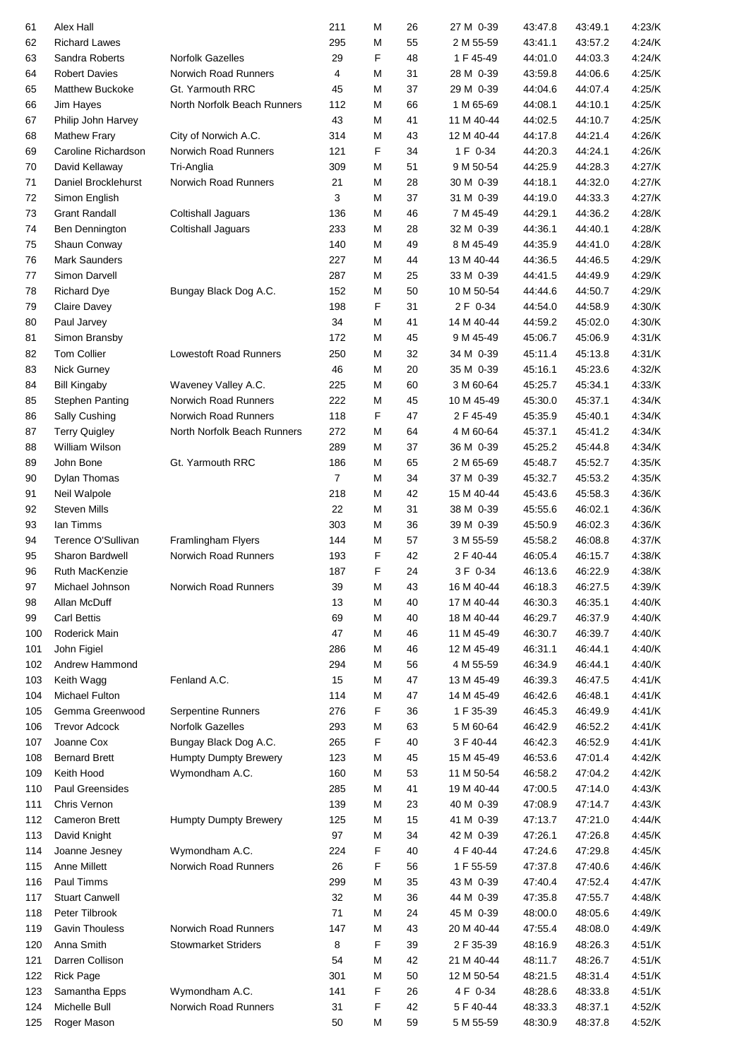| | | | | | | | | | |
|---|---|---|---|---|---|---|---|---|---|
| 61 | Alex Hall | | 211 | M | 26 | 27 M 0-39 | 43:47.8 | 43:49.1 | 4:23/K |
| 62 | Richard Lawes | | 295 | M | 55 | 2 M 55-59 | 43:41.1 | 43:57.2 | 4:24/K |
| 63 | Sandra Roberts | Norfolk Gazelles | 29 | F | 48 | 1 F 45-49 | 44:01.0 | 44:03.3 | 4:24/K |
| 64 | Robert Davies | Norwich Road Runners | 4 | M | 31 | 28 M 0-39 | 43:59.8 | 44:06.6 | 4:25/K |
| 65 | Matthew Buckoke | Gt. Yarmouth RRC | 45 | M | 37 | 29 M 0-39 | 44:04.6 | 44:07.4 | 4:25/K |
| 66 | Jim Hayes | North Norfolk Beach Runners | 112 | M | 66 | 1 M 65-69 | 44:08.1 | 44:10.1 | 4:25/K |
| 67 | Philip John Harvey | | 43 | M | 41 | 11 M 40-44 | 44:02.5 | 44:10.7 | 4:25/K |
| 68 | Mathew Frary | City of Norwich A.C. | 314 | M | 43 | 12 M 40-44 | 44:17.8 | 44:21.4 | 4:26/K |
| 69 | Caroline Richardson | Norwich Road Runners | 121 | F | 34 | 1 F 0-34 | 44:20.3 | 44:24.1 | 4:26/K |
| 70 | David Kellaway | Tri-Anglia | 309 | M | 51 | 9 M 50-54 | 44:25.9 | 44:28.3 | 4:27/K |
| 71 | Daniel Brocklehurst | Norwich Road Runners | 21 | M | 28 | 30 M 0-39 | 44:18.1 | 44:32.0 | 4:27/K |
| 72 | Simon English | | 3 | M | 37 | 31 M 0-39 | 44:19.0 | 44:33.3 | 4:27/K |
| 73 | Grant Randall | Coltishall Jaguars | 136 | M | 46 | 7 M 45-49 | 44:29.1 | 44:36.2 | 4:28/K |
| 74 | Ben Dennington | Coltishall Jaguars | 233 | M | 28 | 32 M 0-39 | 44:36.1 | 44:40.1 | 4:28/K |
| 75 | Shaun Conway | | 140 | M | 49 | 8 M 45-49 | 44:35.9 | 44:41.0 | 4:28/K |
| 76 | Mark Saunders | | 227 | M | 44 | 13 M 40-44 | 44:36.5 | 44:46.5 | 4:29/K |
| 77 | Simon Darvell | | 287 | M | 25 | 33 M 0-39 | 44:41.5 | 44:49.9 | 4:29/K |
| 78 | Richard Dye | Bungay Black Dog A.C. | 152 | M | 50 | 10 M 50-54 | 44:44.6 | 44:50.7 | 4:29/K |
| 79 | Claire Davey | | 198 | F | 31 | 2 F 0-34 | 44:54.0 | 44:58.9 | 4:30/K |
| 80 | Paul Jarvey | | 34 | M | 41 | 14 M 40-44 | 44:59.2 | 45:02.0 | 4:30/K |
| 81 | Simon Bransby | | 172 | M | 45 | 9 M 45-49 | 45:06.7 | 45:06.9 | 4:31/K |
| 82 | Tom Collier | Lowestoft Road Runners | 250 | M | 32 | 34 M 0-39 | 45:11.4 | 45:13.8 | 4:31/K |
| 83 | Nick Gurney | | 46 | M | 20 | 35 M 0-39 | 45:16.1 | 45:23.6 | 4:32/K |
| 84 | Bill Kingaby | Waveney Valley A.C. | 225 | M | 60 | 3 M 60-64 | 45:25.7 | 45:34.1 | 4:33/K |
| 85 | Stephen Panting | Norwich Road Runners | 222 | M | 45 | 10 M 45-49 | 45:30.0 | 45:37.1 | 4:34/K |
| 86 | Sally Cushing | Norwich Road Runners | 118 | F | 47 | 2 F 45-49 | 45:35.9 | 45:40.1 | 4:34/K |
| 87 | Terry Quigley | North Norfolk Beach Runners | 272 | M | 64 | 4 M 60-64 | 45:37.1 | 45:41.2 | 4:34/K |
| 88 | William Wilson | | 289 | M | 37 | 36 M 0-39 | 45:25.2 | 45:44.8 | 4:34/K |
| 89 | John Bone | Gt. Yarmouth RRC | 186 | M | 65 | 2 M 65-69 | 45:48.7 | 45:52.7 | 4:35/K |
| 90 | Dylan Thomas | | 7 | M | 34 | 37 M 0-39 | 45:32.7 | 45:53.2 | 4:35/K |
| 91 | Neil Walpole | | 218 | M | 42 | 15 M 40-44 | 45:43.6 | 45:58.3 | 4:36/K |
| 92 | Steven Mills | | 22 | M | 31 | 38 M 0-39 | 45:55.6 | 46:02.1 | 4:36/K |
| 93 | Ian Timms | | 303 | M | 36 | 39 M 0-39 | 45:50.9 | 46:02.3 | 4:36/K |
| 94 | Terence O'Sullivan | Framlingham Flyers | 144 | M | 57 | 3 M 55-59 | 45:58.2 | 46:08.8 | 4:37/K |
| 95 | Sharon Bardwell | Norwich Road Runners | 193 | F | 42 | 2 F 40-44 | 46:05.4 | 46:15.7 | 4:38/K |
| 96 | Ruth MacKenzie | | 187 | F | 24 | 3 F 0-34 | 46:13.6 | 46:22.9 | 4:38/K |
| 97 | Michael Johnson | Norwich Road Runners | 39 | M | 43 | 16 M 40-44 | 46:18.3 | 46:27.5 | 4:39/K |
| 98 | Allan McDuff | | 13 | M | 40 | 17 M 40-44 | 46:30.3 | 46:35.1 | 4:40/K |
| 99 | Carl Bettis | | 69 | M | 40 | 18 M 40-44 | 46:29.7 | 46:37.9 | 4:40/K |
| 100 | Roderick Main | | 47 | M | 46 | 11 M 45-49 | 46:30.7 | 46:39.7 | 4:40/K |
| 101 | John Figiel | | 286 | M | 46 | 12 M 45-49 | 46:31.1 | 46:44.1 | 4:40/K |
| 102 | Andrew Hammond | | 294 | M | 56 | 4 M 55-59 | 46:34.9 | 46:44.1 | 4:40/K |
| 103 | Keith Wagg | Fenland A.C. | 15 | M | 47 | 13 M 45-49 | 46:39.3 | 46:47.5 | 4:41/K |
| 104 | Michael Fulton | | 114 | M | 47 | 14 M 45-49 | 46:42.6 | 46:48.1 | 4:41/K |
| 105 | Gemma Greenwood | Serpentine Runners | 276 | F | 36 | 1 F 35-39 | 46:45.3 | 46:49.9 | 4:41/K |
| 106 | Trevor Adcock | Norfolk Gazelles | 293 | M | 63 | 5 M 60-64 | 46:42.9 | 46:52.2 | 4:41/K |
| 107 | Joanne Cox | Bungay Black Dog A.C. | 265 | F | 40 | 3 F 40-44 | 46:42.3 | 46:52.9 | 4:41/K |
| 108 | Bernard Brett | Humpty Dumpty Brewery | 123 | M | 45 | 15 M 45-49 | 46:53.6 | 47:01.4 | 4:42/K |
| 109 | Keith Hood | Wymondham A.C. | 160 | M | 53 | 11 M 50-54 | 46:58.2 | 47:04.2 | 4:42/K |
| 110 | Paul Greensides | | 285 | M | 41 | 19 M 40-44 | 47:00.5 | 47:14.0 | 4:43/K |
| 111 | Chris Vernon | | 139 | M | 23 | 40 M 0-39 | 47:08.9 | 47:14.7 | 4:43/K |
| 112 | Cameron Brett | Humpty Dumpty Brewery | 125 | M | 15 | 41 M 0-39 | 47:13.7 | 47:21.0 | 4:44/K |
| 113 | David Knight | | 97 | M | 34 | 42 M 0-39 | 47:26.1 | 47:26.8 | 4:45/K |
| 114 | Joanne Jesney | Wymondham A.C. | 224 | F | 40 | 4 F 40-44 | 47:24.6 | 47:29.8 | 4:45/K |
| 115 | Anne Millett | Norwich Road Runners | 26 | F | 56 | 1 F 55-59 | 47:37.8 | 47:40.6 | 4:46/K |
| 116 | Paul Timms | | 299 | M | 35 | 43 M 0-39 | 47:40.4 | 47:52.4 | 4:47/K |
| 117 | Stuart Canwell | | 32 | M | 36 | 44 M 0-39 | 47:35.8 | 47:55.7 | 4:48/K |
| 118 | Peter Tilbrook | | 71 | M | 24 | 45 M 0-39 | 48:00.0 | 48:05.6 | 4:49/K |
| 119 | Gavin Thouless | Norwich Road Runners | 147 | M | 43 | 20 M 40-44 | 47:55.4 | 48:08.0 | 4:49/K |
| 120 | Anna Smith | Stowmarket Striders | 8 | F | 39 | 2 F 35-39 | 48:16.9 | 48:26.3 | 4:51/K |
| 121 | Darren Collison | | 54 | M | 42 | 21 M 40-44 | 48:11.7 | 48:26.7 | 4:51/K |
| 122 | Rick Page | | 301 | M | 50 | 12 M 50-54 | 48:21.5 | 48:31.4 | 4:51/K |
| 123 | Samantha Epps | Wymondham A.C. | 141 | F | 26 | 4 F 0-34 | 48:28.6 | 48:33.8 | 4:51/K |
| 124 | Michelle Bull | Norwich Road Runners | 31 | F | 42 | 5 F 40-44 | 48:33.3 | 48:37.1 | 4:52/K |
| 125 | Roger Mason | | 50 | M | 59 | 5 M 55-59 | 48:30.9 | 48:37.8 | 4:52/K |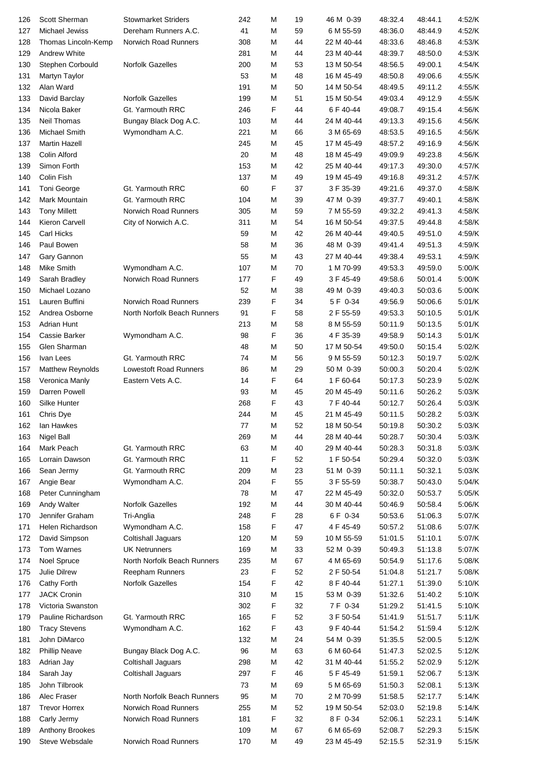| | | | | | | | | | |
|---|---|---|---|---|---|---|---|---|---|
| 126 | Scott Sherman | Stowmarket Striders | 242 | M | 19 | 46 M 0-39 | 48:32.4 | 48:44.1 | 4:52/K |
| 127 | Michael Jewiss | Dereham Runners A.C. | 41 | M | 59 | 6 M 55-59 | 48:36.0 | 48:44.9 | 4:52/K |
| 128 | Thomas Lincoln-Kemp | Norwich Road Runners | 308 | M | 44 | 22 M 40-44 | 48:33.6 | 48:46.8 | 4:53/K |
| 129 | Andrew White | | 281 | M | 44 | 23 M 40-44 | 48:39.7 | 48:50.0 | 4:53/K |
| 130 | Stephen Corbould | Norfolk Gazelles | 200 | M | 53 | 13 M 50-54 | 48:56.5 | 49:00.1 | 4:54/K |
| 131 | Martyn Taylor | | 53 | M | 48 | 16 M 45-49 | 48:50.8 | 49:06.6 | 4:55/K |
| 132 | Alan Ward | | 191 | M | 50 | 14 M 50-54 | 48:49.5 | 49:11.2 | 4:55/K |
| 133 | David Barclay | Norfolk Gazelles | 199 | M | 51 | 15 M 50-54 | 49:03.4 | 49:12.9 | 4:55/K |
| 134 | Nicola Baker | Gt. Yarmouth RRC | 246 | F | 44 | 6 F 40-44 | 49:08.7 | 49:15.4 | 4:56/K |
| 135 | Neil Thomas | Bungay Black Dog A.C. | 103 | M | 44 | 24 M 40-44 | 49:13.3 | 49:15.6 | 4:56/K |
| 136 | Michael Smith | Wymondham A.C. | 221 | M | 66 | 3 M 65-69 | 48:53.5 | 49:16.5 | 4:56/K |
| 137 | Martin Hazell | | 245 | M | 45 | 17 M 45-49 | 48:57.2 | 49:16.9 | 4:56/K |
| 138 | Colin Alford | | 20 | M | 48 | 18 M 45-49 | 49:09.9 | 49:23.8 | 4:56/K |
| 139 | Simon Forth | | 153 | M | 42 | 25 M 40-44 | 49:17.3 | 49:30.0 | 4:57/K |
| 140 | Colin Fish | | 137 | M | 49 | 19 M 45-49 | 49:16.8 | 49:31.2 | 4:57/K |
| 141 | Toni George | Gt. Yarmouth RRC | 60 | F | 37 | 3 F 35-39 | 49:21.6 | 49:37.0 | 4:58/K |
| 142 | Mark Mountain | Gt. Yarmouth RRC | 104 | M | 39 | 47 M 0-39 | 49:37.7 | 49:40.1 | 4:58/K |
| 143 | Tony Millett | Norwich Road Runners | 305 | M | 59 | 7 M 55-59 | 49:32.2 | 49:41.3 | 4:58/K |
| 144 | Kieron Carvell | City of Norwich A.C. | 311 | M | 54 | 16 M 50-54 | 49:37.5 | 49:44.8 | 4:58/K |
| 145 | Carl Hicks | | 59 | M | 42 | 26 M 40-44 | 49:40.5 | 49:51.0 | 4:59/K |
| 146 | Paul Bowen | | 58 | M | 36 | 48 M 0-39 | 49:41.4 | 49:51.3 | 4:59/K |
| 147 | Gary Gannon | | 55 | M | 43 | 27 M 40-44 | 49:38.4 | 49:53.1 | 4:59/K |
| 148 | Mike Smith | Wymondham A.C. | 107 | M | 70 | 1 M 70-99 | 49:53.3 | 49:59.0 | 5:00/K |
| 149 | Sarah Bradley | Norwich Road Runners | 177 | F | 49 | 3 F 45-49 | 49:58.6 | 50:01.4 | 5:00/K |
| 150 | Michael Lozano | | 52 | M | 38 | 49 M 0-39 | 49:40.3 | 50:03.6 | 5:00/K |
| 151 | Lauren Buffini | Norwich Road Runners | 239 | F | 34 | 5 F 0-34 | 49:56.9 | 50:06.6 | 5:01/K |
| 152 | Andrea Osborne | North Norfolk Beach Runners | 91 | F | 58 | 2 F 55-59 | 49:53.3 | 50:10.5 | 5:01/K |
| 153 | Adrian Hunt | | 213 | M | 58 | 8 M 55-59 | 50:11.9 | 50:13.5 | 5:01/K |
| 154 | Cassie Barker | Wymondham A.C. | 98 | F | 36 | 4 F 35-39 | 49:58.9 | 50:14.3 | 5:01/K |
| 155 | Glen Sharman | | 48 | M | 50 | 17 M 50-54 | 49:50.0 | 50:15.4 | 5:02/K |
| 156 | Ivan Lees | Gt. Yarmouth RRC | 74 | M | 56 | 9 M 55-59 | 50:12.3 | 50:19.7 | 5:02/K |
| 157 | Matthew Reynolds | Lowestoft Road Runners | 86 | M | 29 | 50 M 0-39 | 50:00.3 | 50:20.4 | 5:02/K |
| 158 | Veronica Manly | Eastern Vets A.C. | 14 | F | 64 | 1 F 60-64 | 50:17.3 | 50:23.9 | 5:02/K |
| 159 | Darren Powell | | 93 | M | 45 | 20 M 45-49 | 50:11.6 | 50:26.2 | 5:03/K |
| 160 | Silke Hunter | | 268 | F | 43 | 7 F 40-44 | 50:12.7 | 50:26.4 | 5:03/K |
| 161 | Chris Dye | | 244 | M | 45 | 21 M 45-49 | 50:11.5 | 50:28.2 | 5:03/K |
| 162 | Ian Hawkes | | 77 | M | 52 | 18 M 50-54 | 50:19.8 | 50:30.2 | 5:03/K |
| 163 | Nigel Ball | | 269 | M | 44 | 28 M 40-44 | 50:28.7 | 50:30.4 | 5:03/K |
| 164 | Mark Peach | Gt. Yarmouth RRC | 63 | M | 40 | 29 M 40-44 | 50:28.3 | 50:31.8 | 5:03/K |
| 165 | Lorrain Dawson | Gt. Yarmouth RRC | 11 | F | 52 | 1 F 50-54 | 50:29.4 | 50:32.0 | 5:03/K |
| 166 | Sean Jermy | Gt. Yarmouth RRC | 209 | M | 23 | 51 M 0-39 | 50:11.1 | 50:32.1 | 5:03/K |
| 167 | Angie Bear | Wymondham A.C. | 204 | F | 55 | 3 F 55-59 | 50:38.7 | 50:43.0 | 5:04/K |
| 168 | Peter Cunningham | | 78 | M | 47 | 22 M 45-49 | 50:32.0 | 50:53.7 | 5:05/K |
| 169 | Andy Walter | Norfolk Gazelles | 192 | M | 44 | 30 M 40-44 | 50:46.9 | 50:58.4 | 5:06/K |
| 170 | Jennifer Graham | Tri-Anglia | 248 | F | 28 | 6 F 0-34 | 50:53.6 | 51:06.3 | 5:07/K |
| 171 | Helen Richardson | Wymondham A.C. | 158 | F | 47 | 4 F 45-49 | 50:57.2 | 51:08.6 | 5:07/K |
| 172 | David Simpson | Coltishall Jaguars | 120 | M | 59 | 10 M 55-59 | 51:01.5 | 51:10.1 | 5:07/K |
| 173 | Tom Warnes | UK Netrunners | 169 | M | 33 | 52 M 0-39 | 50:49.3 | 51:13.8 | 5:07/K |
| 174 | Noel Spruce | North Norfolk Beach Runners | 235 | M | 67 | 4 M 65-69 | 50:54.9 | 51:17.6 | 5:08/K |
| 175 | Julie Dilrew | Reepham Runners | 23 | F | 52 | 2 F 50-54 | 51:04.8 | 51:21.7 | 5:08/K |
| 176 | Cathy Forth | Norfolk Gazelles | 154 | F | 42 | 8 F 40-44 | 51:27.1 | 51:39.0 | 5:10/K |
| 177 | JACK Cronin | | 310 | M | 15 | 53 M 0-39 | 51:32.6 | 51:40.2 | 5:10/K |
| 178 | Victoria Swanston | | 302 | F | 32 | 7 F 0-34 | 51:29.2 | 51:41.5 | 5:10/K |
| 179 | Pauline Richardson | Gt. Yarmouth RRC | 165 | F | 52 | 3 F 50-54 | 51:41.9 | 51:51.7 | 5:11/K |
| 180 | Tracy Stevens | Wymondham A.C. | 162 | F | 43 | 9 F 40-44 | 51:54.2 | 51:59.4 | 5:12/K |
| 181 | John DiMarco | | 132 | M | 24 | 54 M 0-39 | 51:35.5 | 52:00.5 | 5:12/K |
| 182 | Phillip Neave | Bungay Black Dog A.C. | 96 | M | 63 | 6 M 60-64 | 51:47.3 | 52:02.5 | 5:12/K |
| 183 | Adrian Jay | Coltishall Jaguars | 298 | M | 42 | 31 M 40-44 | 51:55.2 | 52:02.9 | 5:12/K |
| 184 | Sarah Jay | Coltishall Jaguars | 297 | F | 46 | 5 F 45-49 | 51:59.1 | 52:06.7 | 5:13/K |
| 185 | John Tilbrook | | 73 | M | 69 | 5 M 65-69 | 51:50.3 | 52:08.1 | 5:13/K |
| 186 | Alec Fraser | North Norfolk Beach Runners | 95 | M | 70 | 2 M 70-99 | 51:58.5 | 52:17.7 | 5:14/K |
| 187 | Trevor Horrex | Norwich Road Runners | 255 | M | 52 | 19 M 50-54 | 52:03.0 | 52:19.8 | 5:14/K |
| 188 | Carly Jermy | Norwich Road Runners | 181 | F | 32 | 8 F 0-34 | 52:06.1 | 52:23.1 | 5:14/K |
| 189 | Anthony Brookes | | 109 | M | 67 | 6 M 65-69 | 52:08.7 | 52:29.3 | 5:15/K |
| 190 | Steve Websdale | Norwich Road Runners | 170 | M | 49 | 23 M 45-49 | 52:15.5 | 52:31.9 | 5:15/K |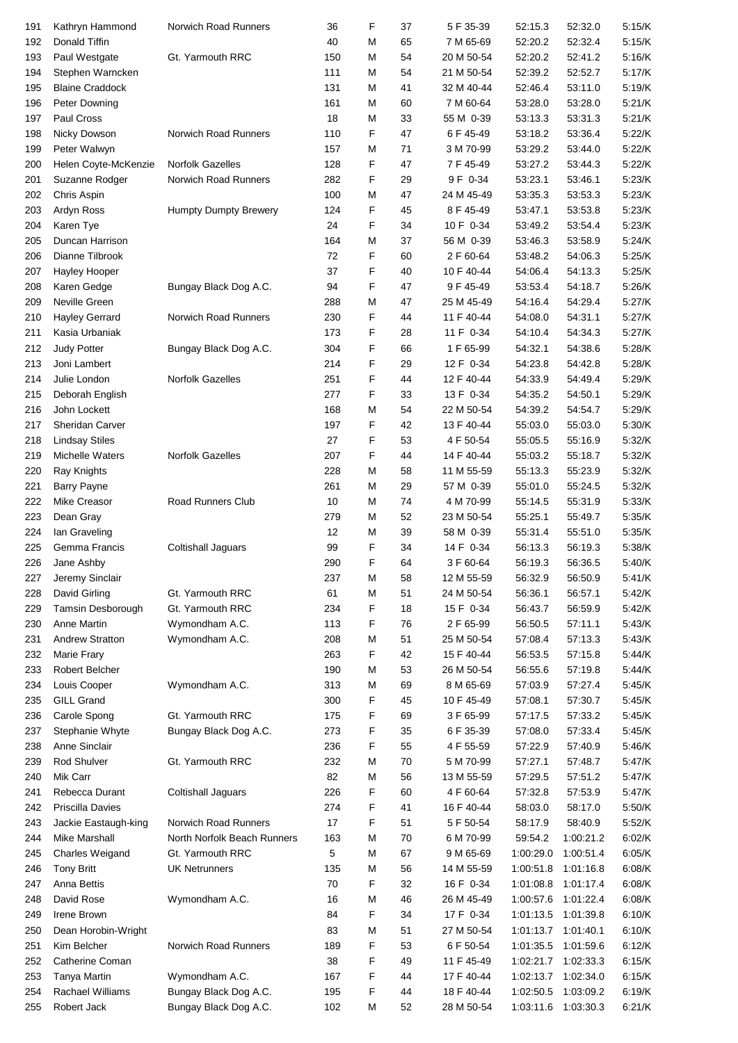| 191 | Kathryn Hammond | Norwich Road Runners | 36 | F | 37 | 5 F 35-39 | 52:15.3 | 52:32.0 | 5:15/K |
|---|---|---|---|---|---|---|---|---|---|
| 192 | Donald Tiffin | | 40 | M | 65 | 7 M 65-69 | 52:20.2 | 52:32.4 | 5:15/K |
| 193 | Paul Westgate | Gt. Yarmouth RRC | 150 | M | 54 | 20 M 50-54 | 52:20.2 | 52:41.2 | 5:16/K |
| 194 | Stephen Warncken | | 111 | M | 54 | 21 M 50-54 | 52:39.2 | 52:52.7 | 5:17/K |
| 195 | Blaine Craddock | | 131 | M | 41 | 32 M 40-44 | 52:46.4 | 53:11.0 | 5:19/K |
| 196 | Peter Downing | | 161 | M | 60 | 7 M 60-64 | 53:28.0 | 53:28.0 | 5:21/K |
| 197 | Paul Cross | | 18 | M | 33 | 55 M 0-39 | 53:13.3 | 53:31.3 | 5:21/K |
| 198 | Nicky Dowson | Norwich Road Runners | 110 | F | 47 | 6 F 45-49 | 53:18.2 | 53:36.4 | 5:22/K |
| 199 | Peter Walwyn | | 157 | M | 71 | 3 M 70-99 | 53:29.2 | 53:44.0 | 5:22/K |
| 200 | Helen Coyte-McKenzie | Norfolk Gazelles | 128 | F | 47 | 7 F 45-49 | 53:27.2 | 53:44.3 | 5:22/K |
| 201 | Suzanne Rodger | Norwich Road Runners | 282 | F | 29 | 9 F 0-34 | 53:23.1 | 53:46.1 | 5:23/K |
| 202 | Chris Aspin | | 100 | M | 47 | 24 M 45-49 | 53:35.3 | 53:53.3 | 5:23/K |
| 203 | Ardyn Ross | Humpty Dumpty Brewery | 124 | F | 45 | 8 F 45-49 | 53:47.1 | 53:53.8 | 5:23/K |
| 204 | Karen Tye | | 24 | F | 34 | 10 F 0-34 | 53:49.2 | 53:54.4 | 5:23/K |
| 205 | Duncan Harrison | | 164 | M | 37 | 56 M 0-39 | 53:46.3 | 53:58.9 | 5:24/K |
| 206 | Dianne Tilbrook | | 72 | F | 60 | 2 F 60-64 | 53:48.2 | 54:06.3 | 5:25/K |
| 207 | Hayley Hooper | | 37 | F | 40 | 10 F 40-44 | 54:06.4 | 54:13.3 | 5:25/K |
| 208 | Karen Gedge | Bungay Black Dog A.C. | 94 | F | 47 | 9 F 45-49 | 53:53.4 | 54:18.7 | 5:26/K |
| 209 | Neville Green | | 288 | M | 47 | 25 M 45-49 | 54:16.4 | 54:29.4 | 5:27/K |
| 210 | Hayley Gerrard | Norwich Road Runners | 230 | F | 44 | 11 F 40-44 | 54:08.0 | 54:31.1 | 5:27/K |
| 211 | Kasia Urbaniak | | 173 | F | 28 | 11 F 0-34 | 54:10.4 | 54:34.3 | 5:27/K |
| 212 | Judy Potter | Bungay Black Dog A.C. | 304 | F | 66 | 1 F 65-99 | 54:32.1 | 54:38.6 | 5:28/K |
| 213 | Joni Lambert | | 214 | F | 29 | 12 F 0-34 | 54:23.8 | 54:42.8 | 5:28/K |
| 214 | Julie London | Norfolk Gazelles | 251 | F | 44 | 12 F 40-44 | 54:33.9 | 54:49.4 | 5:29/K |
| 215 | Deborah English | | 277 | F | 33 | 13 F 0-34 | 54:35.2 | 54:50.1 | 5:29/K |
| 216 | John Lockett | | 168 | M | 54 | 22 M 50-54 | 54:39.2 | 54:54.7 | 5:29/K |
| 217 | Sheridan Carver | | 197 | F | 42 | 13 F 40-44 | 55:03.0 | 55:03.0 | 5:30/K |
| 218 | Lindsay Stiles | | 27 | F | 53 | 4 F 50-54 | 55:05.5 | 55:16.9 | 5:32/K |
| 219 | Michelle Waters | Norfolk Gazelles | 207 | F | 44 | 14 F 40-44 | 55:03.2 | 55:18.7 | 5:32/K |
| 220 | Ray Knights | | 228 | M | 58 | 11 M 55-59 | 55:13.3 | 55:23.9 | 5:32/K |
| 221 | Barry Payne | | 261 | M | 29 | 57 M 0-39 | 55:01.0 | 55:24.5 | 5:32/K |
| 222 | Mike Creasor | Road Runners Club | 10 | M | 74 | 4 M 70-99 | 55:14.5 | 55:31.9 | 5:33/K |
| 223 | Dean Gray | | 279 | M | 52 | 23 M 50-54 | 55:25.1 | 55:49.7 | 5:35/K |
| 224 | Ian Graveling | | 12 | M | 39 | 58 M 0-39 | 55:31.4 | 55:51.0 | 5:35/K |
| 225 | Gemma Francis | Coltishall Jaguars | 99 | F | 34 | 14 F 0-34 | 56:13.3 | 56:19.3 | 5:38/K |
| 226 | Jane Ashby | | 290 | F | 64 | 3 F 60-64 | 56:19.3 | 56:36.5 | 5:40/K |
| 227 | Jeremy Sinclair | | 237 | M | 58 | 12 M 55-59 | 56:32.9 | 56:50.9 | 5:41/K |
| 228 | David Girling | Gt. Yarmouth RRC | 61 | M | 51 | 24 M 50-54 | 56:36.1 | 56:57.1 | 5:42/K |
| 229 | Tamsin Desborough | Gt. Yarmouth RRC | 234 | F | 18 | 15 F 0-34 | 56:43.7 | 56:59.9 | 5:42/K |
| 230 | Anne Martin | Wymondham A.C. | 113 | F | 76 | 2 F 65-99 | 56:50.5 | 57:11.1 | 5:43/K |
| 231 | Andrew Stratton | Wymondham A.C. | 208 | M | 51 | 25 M 50-54 | 57:08.4 | 57:13.3 | 5:43/K |
| 232 | Marie Frary | | 263 | F | 42 | 15 F 40-44 | 56:53.5 | 57:15.8 | 5:44/K |
| 233 | Robert Belcher | | 190 | M | 53 | 26 M 50-54 | 56:55.6 | 57:19.8 | 5:44/K |
| 234 | Louis Cooper | Wymondham A.C. | 313 | M | 69 | 8 M 65-69 | 57:03.9 | 57:27.4 | 5:45/K |
| 235 | GILL Grand | | 300 | F | 45 | 10 F 45-49 | 57:08.1 | 57:30.7 | 5:45/K |
| 236 | Carole Spong | Gt. Yarmouth RRC | 175 | F | 69 | 3 F 65-99 | 57:17.5 | 57:33.2 | 5:45/K |
| 237 | Stephanie Whyte | Bungay Black Dog A.C. | 273 | F | 35 | 6 F 35-39 | 57:08.0 | 57:33.4 | 5:45/K |
| 238 | Anne Sinclair | | 236 | F | 55 | 4 F 55-59 | 57:22.9 | 57:40.9 | 5:46/K |
| 239 | Rod Shulver | Gt. Yarmouth RRC | 232 | M | 70 | 5 M 70-99 | 57:27.1 | 57:48.7 | 5:47/K |
| 240 | Mik Carr | | 82 | M | 56 | 13 M 55-59 | 57:29.5 | 57:51.2 | 5:47/K |
| 241 | Rebecca Durant | Coltishall Jaguars | 226 | F | 60 | 4 F 60-64 | 57:32.8 | 57:53.9 | 5:47/K |
| 242 | Priscilla Davies | | 274 | F | 41 | 16 F 40-44 | 58:03.0 | 58:17.0 | 5:50/K |
| 243 | Jackie Eastaugh-king | Norwich Road Runners | 17 | F | 51 | 5 F 50-54 | 58:17.9 | 58:40.9 | 5:52/K |
| 244 | Mike Marshall | North Norfolk Beach Runners | 163 | M | 70 | 6 M 70-99 | 59:54.2 | 1:00:21.2 | 6:02/K |
| 245 | Charles Weigand | Gt. Yarmouth RRC | 5 | M | 67 | 9 M 65-69 | 1:00:29.0 | 1:00:51.4 | 6:05/K |
| 246 | Tony Britt | UK Netrunners | 135 | M | 56 | 14 M 55-59 | 1:00:51.8 | 1:01:16.8 | 6:08/K |
| 247 | Anna Bettis | | 70 | F | 32 | 16 F 0-34 | 1:01:08.8 | 1:01:17.4 | 6:08/K |
| 248 | David Rose | Wymondham A.C. | 16 | M | 46 | 26 M 45-49 | 1:00:57.6 | 1:01:22.4 | 6:08/K |
| 249 | Irene Brown | | 84 | F | 34 | 17 F 0-34 | 1:01:13.5 | 1:01:39.8 | 6:10/K |
| 250 | Dean Horobin-Wright | | 83 | M | 51 | 27 M 50-54 | 1:01:13.7 | 1:01:40.1 | 6:10/K |
| 251 | Kim Belcher | Norwich Road Runners | 189 | F | 53 | 6 F 50-54 | 1:01:35.5 | 1:01:59.6 | 6:12/K |
| 252 | Catherine Coman | | 38 | F | 49 | 11 F 45-49 | 1:02:21.7 | 1:02:33.3 | 6:15/K |
| 253 | Tanya Martin | Wymondham A.C. | 167 | F | 44 | 17 F 40-44 | 1:02:13.7 | 1:02:34.0 | 6:15/K |
| 254 | Rachael Williams | Bungay Black Dog A.C. | 195 | F | 44 | 18 F 40-44 | 1:02:50.5 | 1:03:09.2 | 6:19/K |
| 255 | Robert Jack | Bungay Black Dog A.C. | 102 | M | 52 | 28 M 50-54 | 1:03:11.6 | 1:03:30.3 | 6:21/K |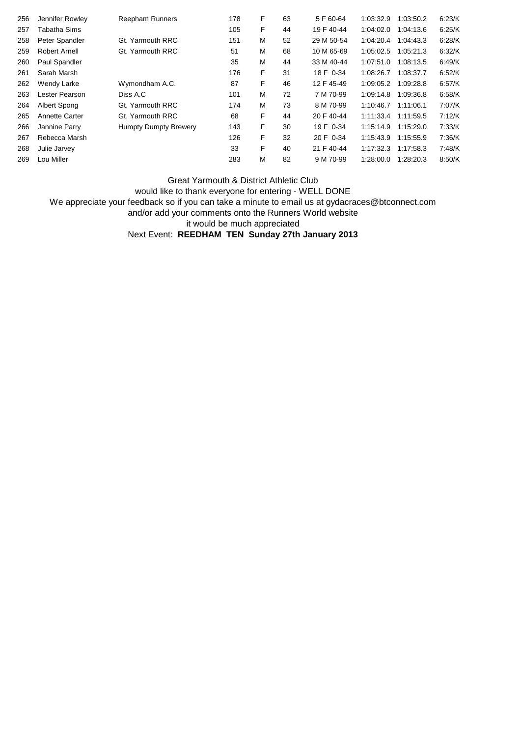| | | | | | | | | | |
|---|---|---|---|---|---|---|---|---|---|
| 256 | Jennifer Rowley | Reepham Runners | 178 | F | 63 | 5 F 60-64 | 1:03:32.9 | 1:03:50.2 | 6:23/K |
| 257 | Tabatha Sims | | 105 | F | 44 | 19 F 40-44 | 1:04:02.0 | 1:04:13.6 | 6:25/K |
| 258 | Peter Spandler | Gt. Yarmouth RRC | 151 | M | 52 | 29 M 50-54 | 1:04:20.4 | 1:04:43.3 | 6:28/K |
| 259 | Robert Arnell | Gt. Yarmouth RRC | 51 | M | 68 | 10 M 65-69 | 1:05:02.5 | 1:05:21.3 | 6:32/K |
| 260 | Paul Spandler | | 35 | M | 44 | 33 M 40-44 | 1:07:51.0 | 1:08:13.5 | 6:49/K |
| 261 | Sarah Marsh | | 176 | F | 31 | 18 F 0-34 | 1:08:26.7 | 1:08:37.7 | 6:52/K |
| 262 | Wendy Larke | Wymondham A.C. | 87 | F | 46 | 12 F 45-49 | 1:09:05.2 | 1:09:28.8 | 6:57/K |
| 263 | Lester Pearson | Diss A.C | 101 | M | 72 | 7 M 70-99 | 1:09:14.8 | 1:09:36.8 | 6:58/K |
| 264 | Albert Spong | Gt. Yarmouth RRC | 174 | M | 73 | 8 M 70-99 | 1:10:46.7 | 1:11:06.1 | 7:07/K |
| 265 | Annette Carter | Gt. Yarmouth RRC | 68 | F | 44 | 20 F 40-44 | 1:11:33.4 | 1:11:59.5 | 7:12/K |
| 266 | Jannine Parry | Humpty Dumpty Brewery | 143 | F | 30 | 19 F 0-34 | 1:15:14.9 | 1:15:29.0 | 7:33/K |
| 267 | Rebecca Marsh | | 126 | F | 32 | 20 F 0-34 | 1:15:43.9 | 1:15:55.9 | 7:36/K |
| 268 | Julie Jarvey | | 33 | F | 40 | 21 F 40-44 | 1:17:32.3 | 1:17:58.3 | 7:48/K |
| 269 | Lou Miller | | 283 | M | 82 | 9 M 70-99 | 1:28:00.0 | 1:28:20.3 | 8:50/K |

Great Yarmouth & District Athletic Club
would like to thank everyone for entering - WELL DONE
We appreciate your feedback so if you can take a minute to email us at gydacraces@btconnect.com
and/or add your comments onto the Runners World website
it would be much appreciated
Next Event: **REEDHAM TEN Sunday 27th January 2013**